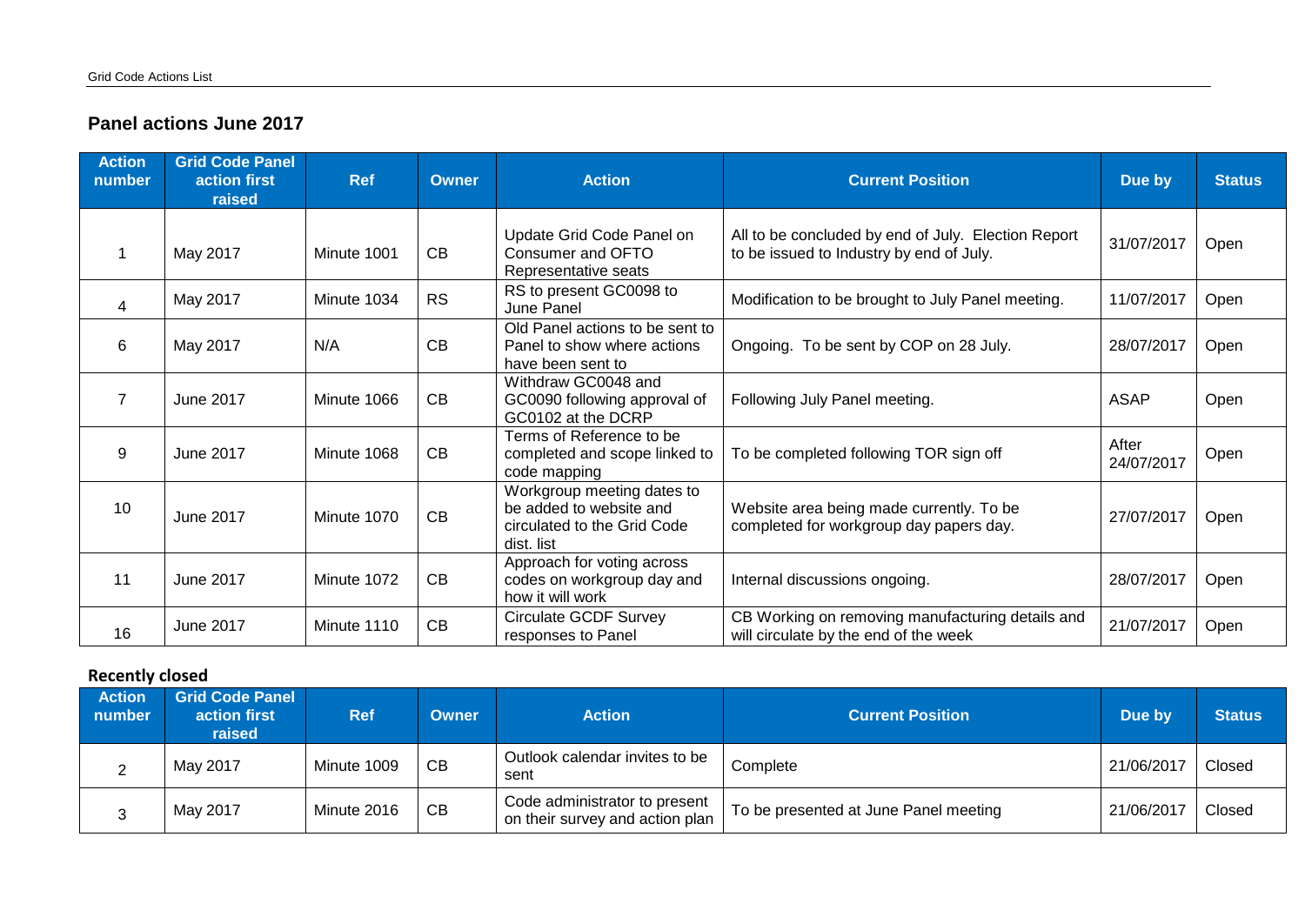## Panel actions June 2017

| Action number | Grid Code Panel action first raised | Ref | Owner | Action | Current Position | Due by | Status |
|---|---|---|---|---|---|---|---|
| 1 | May 2017 | Minute 1001 | CB | Update Grid Code Panel on Consumer and OFTO Representative seats | All to be concluded by end of July. Election Report to be issued to Industry by end of July. | 31/07/2017 | Open |
| 4 | May 2017 | Minute 1034 | RS | RS to present GC0098 to June Panel | Modification to be brought to July Panel meeting. | 11/07/2017 | Open |
| 6 | May 2017 | N/A | CB | Old Panel actions to be sent to Panel to show where actions have been sent to | Ongoing. To be sent by COP on 28 July. | 28/07/2017 | Open |
| 7 | June 2017 | Minute 1066 | CB | Withdraw GC0048 and GC0090 following approval of GC0102 at the DCRP | Following July Panel meeting. | ASAP | Open |
| 9 | June 2017 | Minute 1068 | CB | Terms of Reference to be completed and scope linked to code mapping | To be completed following TOR sign off | After 24/07/2017 | Open |
| 10 | June 2017 | Minute 1070 | CB | Workgroup meeting dates to be added to website and circulated to the Grid Code dist. list | Website area being made currently. To be completed for workgroup day papers day. | 27/07/2017 | Open |
| 11 | June 2017 | Minute 1072 | CB | Approach for voting across codes on workgroup day and how it will work | Internal discussions ongoing. | 28/07/2017 | Open |
| 16 | June 2017 | Minute 1110 | CB | Circulate GCDF Survey responses to Panel | CB Working on removing manufacturing details and will circulate by the end of the week | 21/07/2017 | Open |

### Recently closed

| Action number | Grid Code Panel action first raised | Ref | Owner | Action | Current Position | Due by | Status |
|---|---|---|---|---|---|---|---|
| 2 | May 2017 | Minute 1009 | CB | Outlook calendar invites to be sent | Complete | 21/06/2017 | Closed |
| 3 | May 2017 | Minute 2016 | CB | Code administrator to present on their survey and action plan | To be presented at June Panel meeting | 21/06/2017 | Closed |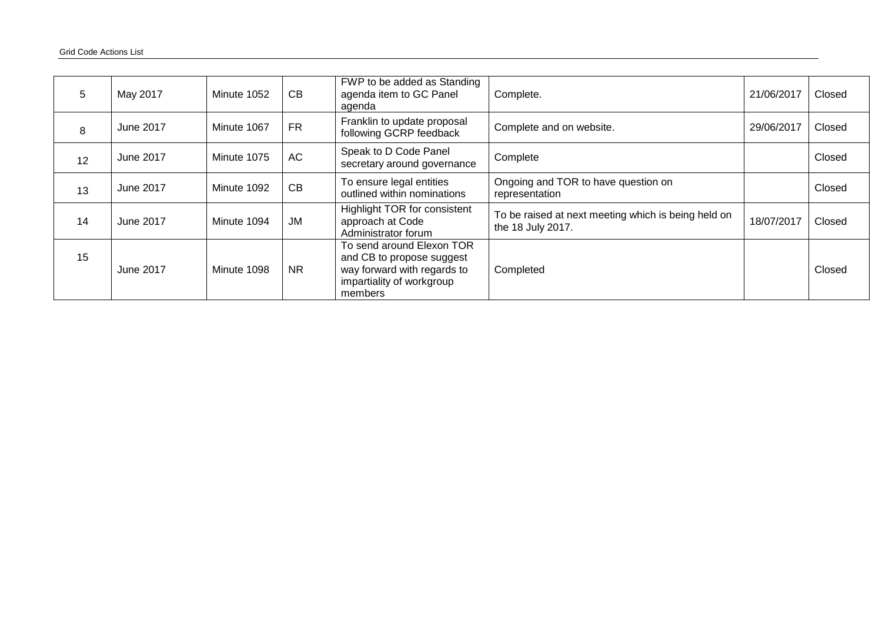| | | | | | | | |
|---|---|---|---|---|---|---|---|
| 5 | May 2017 | Minute 1052 | CB | FWP to be added as Standing agenda item to GC Panel agenda | Complete. | 21/06/2017 | Closed |
| 8 | June 2017 | Minute 1067 | FR | Franklin to update proposal following GCRP feedback | Complete and on website. | 29/06/2017 | Closed |
| 12 | June 2017 | Minute 1075 | AC | Speak to D Code Panel secretary around governance | Complete | | Closed |
| 13 | June 2017 | Minute 1092 | CB | To ensure legal entities outlined within nominations | Ongoing and TOR to have question on representation | | Closed |
| 14 | June 2017 | Minute 1094 | JM | Highlight TOR for consistent approach at Code Administrator forum | To be raised at next meeting which is being held on the 18 July 2017. | 18/07/2017 | Closed |
| 15 | June 2017 | Minute 1098 | NR | To send around Elexon TOR and CB to propose suggest way forward with regards to impartiality of workgroup members | Completed | | Closed |